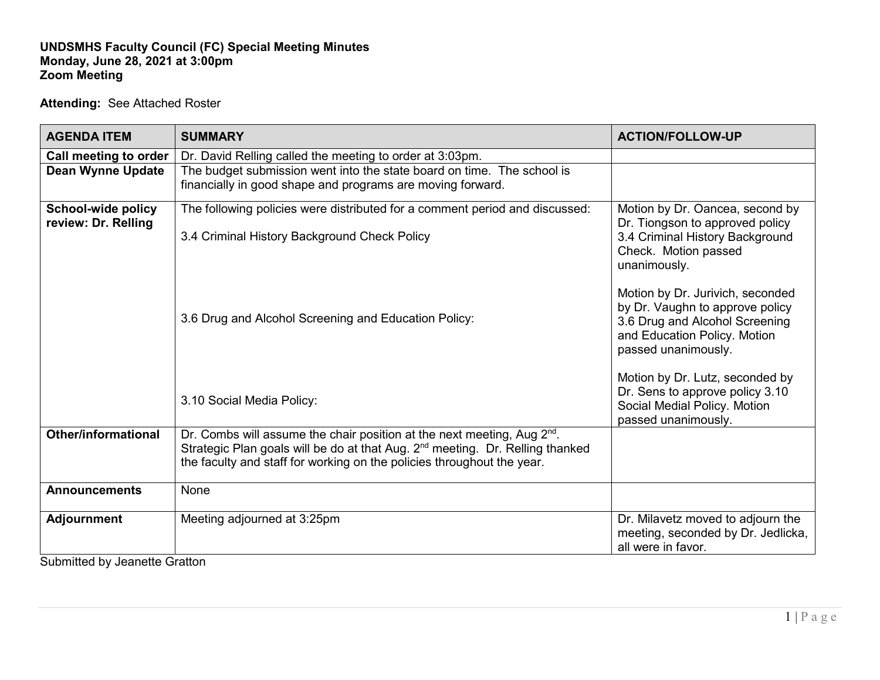**UNDSMHS Faculty Council (FC) Special Meeting Minutes**
**Monday, June 28, 2021 at 3:00pm**
**Zoom Meeting**

**Attending:** See Attached Roster

| AGENDA ITEM | SUMMARY | ACTION/FOLLOW-UP |
|---|---|---|
| **Call meeting to order** | Dr. David Relling called the meeting to order at 3:03pm. | |
| **Dean Wynne Update** | The budget submission went into the state board on time. The school is financially in good shape and programs are moving forward. | |
| **School-wide policy review: Dr. Relling** | The following policies were distributed for a comment period and discussed:<br><br>3.4 Criminal History Background Check Policy | Motion by Dr. Oancea, second by Dr. Tiongson to approved policy 3.4 Criminal History Background Check. Motion passed unanimously. |
| | 3.6 Drug and Alcohol Screening and Education Policy: | Motion by Dr. Jurivich, seconded by Dr. Vaughn to approve policy 3.6 Drug and Alcohol Screening and Education Policy. Motion passed unanimously. |
| | 3.10 Social Media Policy: | Motion by Dr. Lutz, seconded by Dr. Sens to approve policy 3.10 Social Medial Policy. Motion passed unanimously. |
| **Other/informational** | Dr. Combs will assume the chair position at the next meeting, Aug 2nd. Strategic Plan goals will be do at that Aug. 2nd meeting. Dr. Relling thanked the faculty and staff for working on the policies throughout the year. | |
| **Announcements** | None | |
| **Adjournment** | Meeting adjourned at 3:25pm | Dr. Milavetz moved to adjourn the meeting, seconded by Dr. Jedlicka, all were in favor. |

Submitted by Jeanette Gratton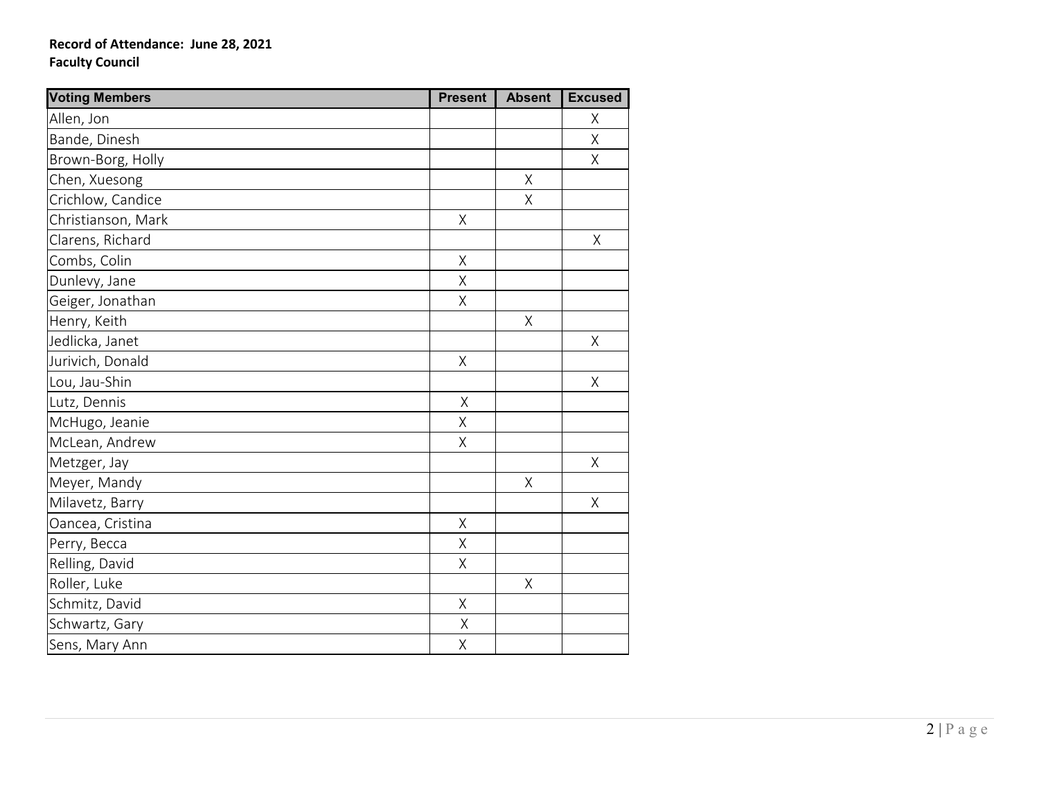**Record of Attendance: June 28, 2021**
**Faculty Council**

| Voting Members | Present | Absent | Excused |
|---|---|---|---|
| Allen, Jon | | | X |
| Bande, Dinesh | | | X |
| Brown-Borg, Holly | | | X |
| Chen, Xuesong | | X | |
| Crichlow, Candice | | X | |
| Christianson, Mark | X | | |
| Clarens, Richard | | | X |
| Combs, Colin | X | | |
| Dunlevy, Jane | X | | |
| Geiger, Jonathan | X | | |
| Henry, Keith | | X | |
| Jedlicka, Janet | | | X |
| Jurivich, Donald | X | | |
| Lou, Jau-Shin | | | X |
| Lutz, Dennis | X | | |
| McHugo, Jeanie | X | | |
| McLean, Andrew | X | | |
| Metzger, Jay | | | X |
| Meyer, Mandy | | X | |
| Milavetz, Barry | | | X |
| Oancea, Cristina | X | | |
| Perry, Becca | X | | |
| Relling, David | X | | |
| Roller, Luke | | X | |
| Schmitz, David | X | | |
| Schwartz, Gary | X | | |
| Sens, Mary Ann | X | | |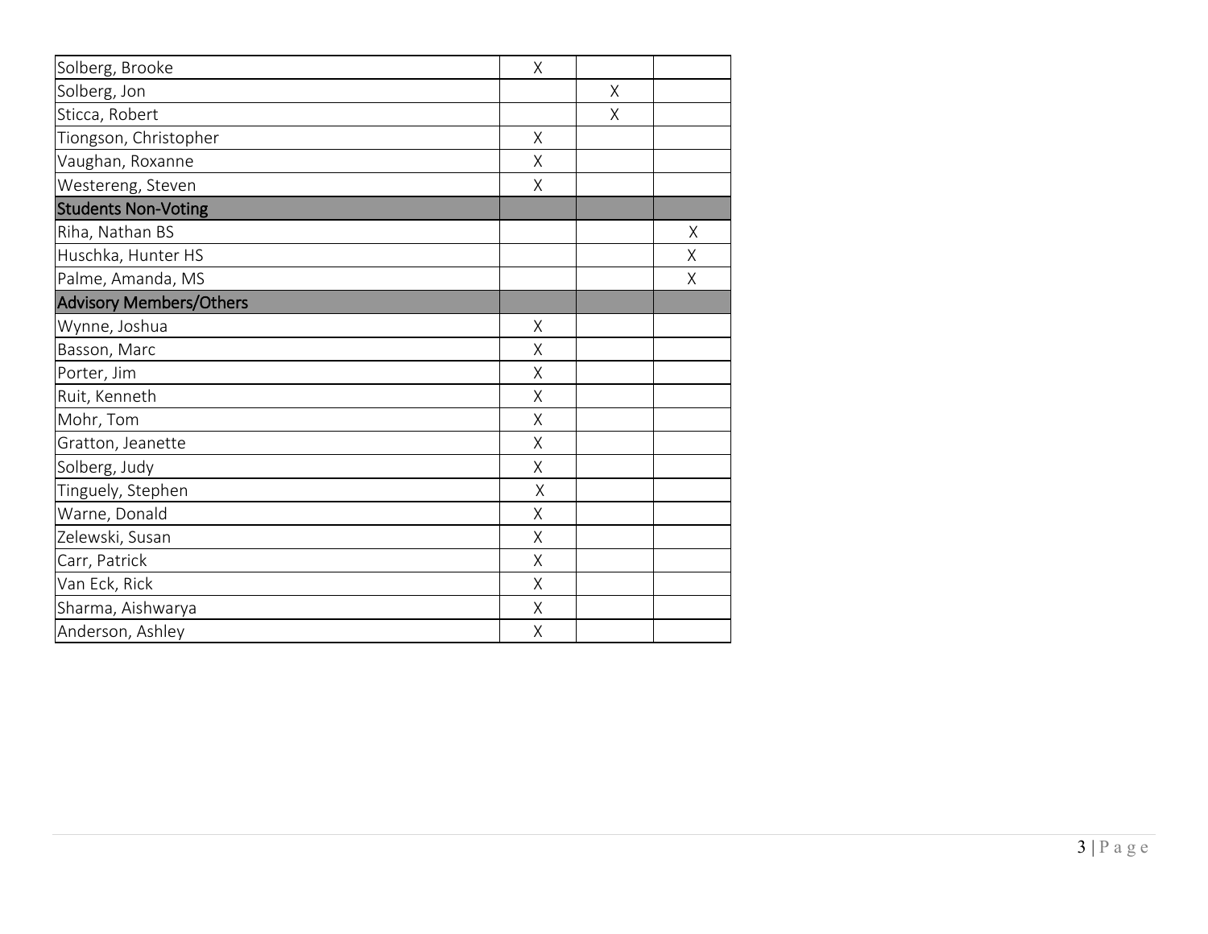| | | | |
|---|---|---|---|
| Solberg, Brooke | X | | |
| Solberg, Jon | | X | |
| Sticca, Robert | | X | |
| Tiongson, Christopher | X | | |
| Vaughan, Roxanne | X | | |
| Westereng, Steven | X | | |
| **Students Non-Voting** | | | |
| Riha, Nathan BS | | | X |
| Huschka, Hunter HS | | | X |
| Palme, Amanda, MS | | | X |
| **Advisory Members/Others** | | | |
| Wynne, Joshua | X | | |
| Basson, Marc | X | | |
| Porter, Jim | X | | |
| Ruit, Kenneth | X | | |
| Mohr, Tom | X | | |
| Gratton, Jeanette | X | | |
| Solberg, Judy | X | | |
| Tinguely, Stephen | X | | |
| Warne, Donald | X | | |
| Zelewski, Susan | X | | |
| Carr, Patrick | X | | |
| Van Eck, Rick | X | | |
| Sharma, Aishwarya | X | | |
| Anderson, Ashley | X | | |